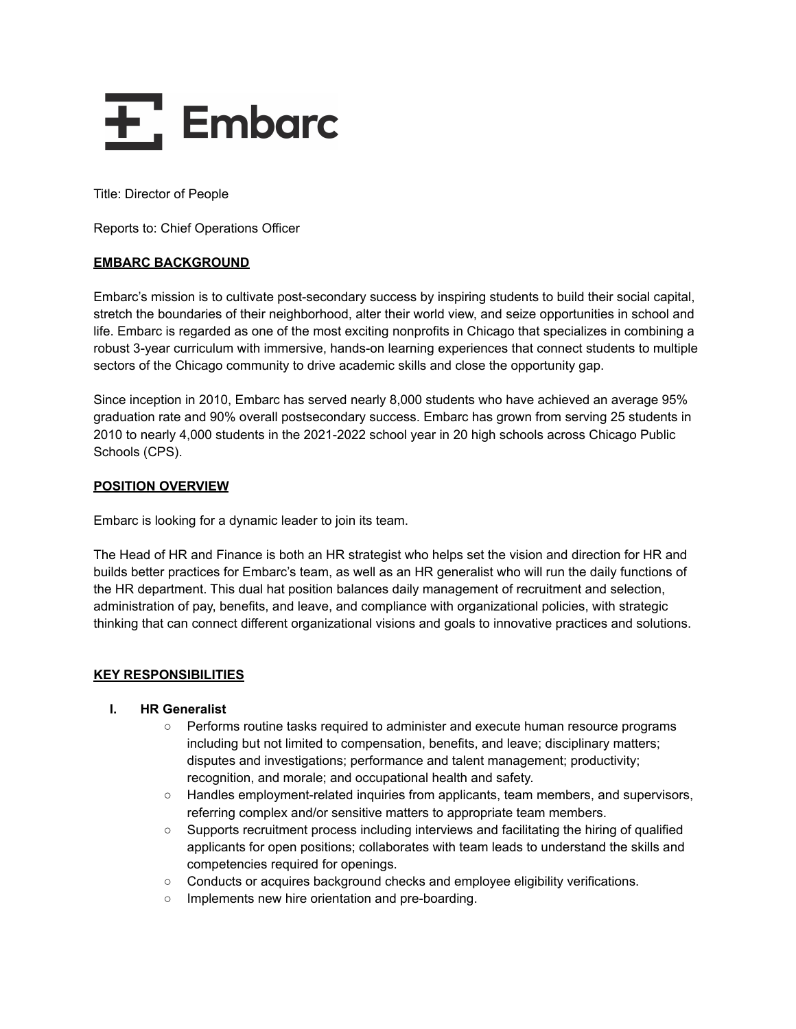Title: Director of People

Reports to: Chief Operations Officer

**EMBARC BACKGROUND**

Embarc's mission is to cultivate post-secondary success by inspiring students to build their social capital, stretch the boundaries of their neighborhood, alter their world view, and seize opportunities in school and life. Embarc is regarded as one of the most exciting nonprofits in Chicago that specializes in combining a robust 3-year curriculum with immersive, hands-on learning experiences that connect students to multiple sectors of the Chicago community to drive academic skills and close the opportunity gap.

Since inception in 2010, Embarc has served nearly 8,000 students who have achieved an average 95% graduation rate and 90% overall postsecondary success. Embarc has grown from serving 25 students in 2010 to nearly 4,000 students in the 2021-2022 school year in 20 high schools across Chicago Public Schools (CPS).

**POSITION OVERVIEW**

Embarc is looking for a dynamic leader to join its team.

The Head of HR and Finance is both an HR strategist who helps set the vision and direction for HR and builds better practices for Embarc's team, as well as an HR generalist who will run the daily functions of the HR department. This dual hat position balances daily management of recruitment and selection, administration of pay, benefits, and leave, and compliance with organizational policies, with strategic thinking that can connect different organizational visions and goals to innovative practices and solutions.

**KEY RESPONSIBILITIES**

I. **HR Generalist**
   - Performs routine tasks required to administer and execute human resource programs including but not limited to compensation, benefits, and leave; disciplinary matters; disputes and investigations; performance and talent management; productivity; recognition, and morale; and occupational health and safety.
   - Handles employment-related inquiries from applicants, team members, and supervisors, referring complex and/or sensitive matters to appropriate team members.
   - Supports recruitment process including interviews and facilitating the hiring of qualified applicants for open positions; collaborates with team leads to understand the skills and competencies required for openings.
   - Conducts or acquires background checks and employee eligibility verifications.
   - Implements new hire orientation and pre-boarding.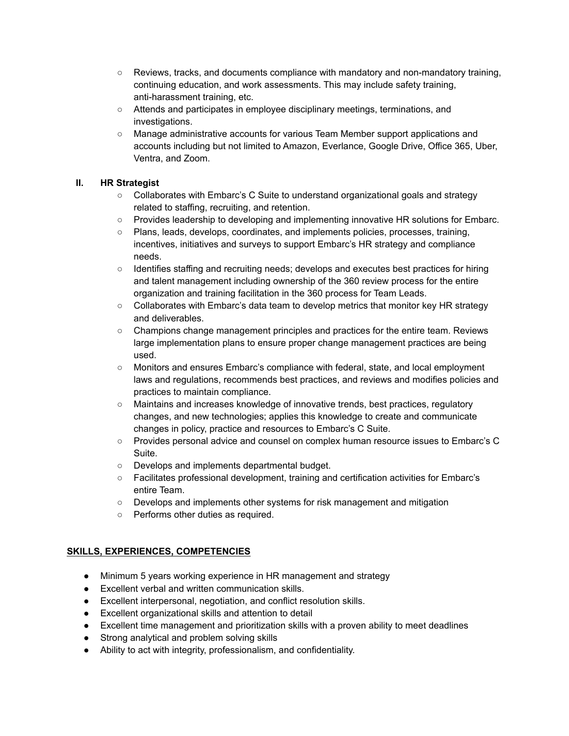- Reviews, tracks, and documents compliance with mandatory and non-mandatory training, continuing education, and work assessments. This may include safety training, anti-harassment training, etc.
- Attends and participates in employee disciplinary meetings, terminations, and investigations.
- Manage administrative accounts for various Team Member support applications and accounts including but not limited to Amazon, Everlance, Google Drive, Office 365, Uber, Ventra, and Zoom.

### II. HR Strategist

- Collaborates with Embarc's C Suite to understand organizational goals and strategy related to staffing, recruiting, and retention.
- Provides leadership to developing and implementing innovative HR solutions for Embarc.
- Plans, leads, develops, coordinates, and implements policies, processes, training, incentives, initiatives and surveys to support Embarc's HR strategy and compliance needs.
- Identifies staffing and recruiting needs; develops and executes best practices for hiring and talent management including ownership of the 360 review process for the entire organization and training facilitation in the 360 process for Team Leads.
- Collaborates with Embarc's data team to develop metrics that monitor key HR strategy and deliverables.
- Champions change management principles and practices for the entire team. Reviews large implementation plans to ensure proper change management practices are being used.
- Monitors and ensures Embarc's compliance with federal, state, and local employment laws and regulations, recommends best practices, and reviews and modifies policies and practices to maintain compliance.
- Maintains and increases knowledge of innovative trends, best practices, regulatory changes, and new technologies; applies this knowledge to create and communicate changes in policy, practice and resources to Embarc's C Suite.
- Provides personal advice and counsel on complex human resource issues to Embarc's C Suite.
- Develops and implements departmental budget.
- Facilitates professional development, training and certification activities for Embarc's entire Team.
- Develops and implements other systems for risk management and mitigation
- Performs other duties as required.

## SKILLS, EXPERIENCES, COMPETENCIES

- Minimum 5 years working experience in HR management and strategy
- Excellent verbal and written communication skills.
- Excellent interpersonal, negotiation, and conflict resolution skills.
- Excellent organizational skills and attention to detail
- Excellent time management and prioritization skills with a proven ability to meet deadlines
- Strong analytical and problem solving skills
- Ability to act with integrity, professionalism, and confidentiality.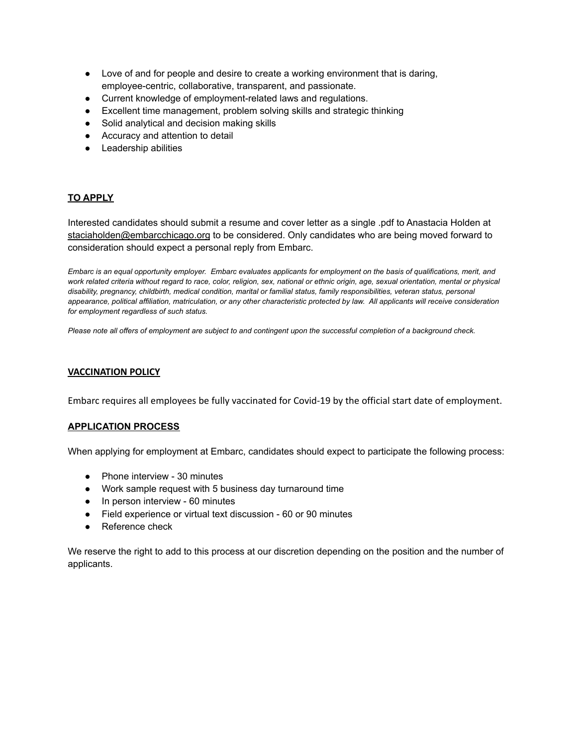- Love of and for people and desire to create a working environment that is daring, employee-centric, collaborative, transparent, and passionate.
- Current knowledge of employment-related laws and regulations.
- Excellent time management, problem solving skills and strategic thinking
- Solid analytical and decision making skills
- Accuracy and attention to detail
- Leadership abilities

## TO APPLY

Interested candidates should submit a resume and cover letter as a single .pdf to Anastacia Holden at staciaholden@embarcchicago.org to be considered. Only candidates who are being moved forward to consideration should expect a personal reply from Embarc.

*Embarc is an equal opportunity employer. Embarc evaluates applicants for employment on the basis of qualifications, merit, and work related criteria without regard to race, color, religion, sex, national or ethnic origin, age, sexual orientation, mental or physical disability, pregnancy, childbirth, medical condition, marital or familial status, family responsibilities, veteran status, personal appearance, political affiliation, matriculation, or any other characteristic protected by law. All applicants will receive consideration for employment regardless of such status.*

*Please note all offers of employment are subject to and contingent upon the successful completion of a background check.*

## VACCINATION POLICY

Embarc requires all employees be fully vaccinated for Covid-19 by the official start date of employment.

## APPLICATION PROCESS

When applying for employment at Embarc, candidates should expect to participate the following process:

- Phone interview - 30 minutes
- Work sample request with 5 business day turnaround time
- In person interview - 60 minutes
- Field experience or virtual text discussion - 60 or 90 minutes
- Reference check

We reserve the right to add to this process at our discretion depending on the position and the number of applicants.